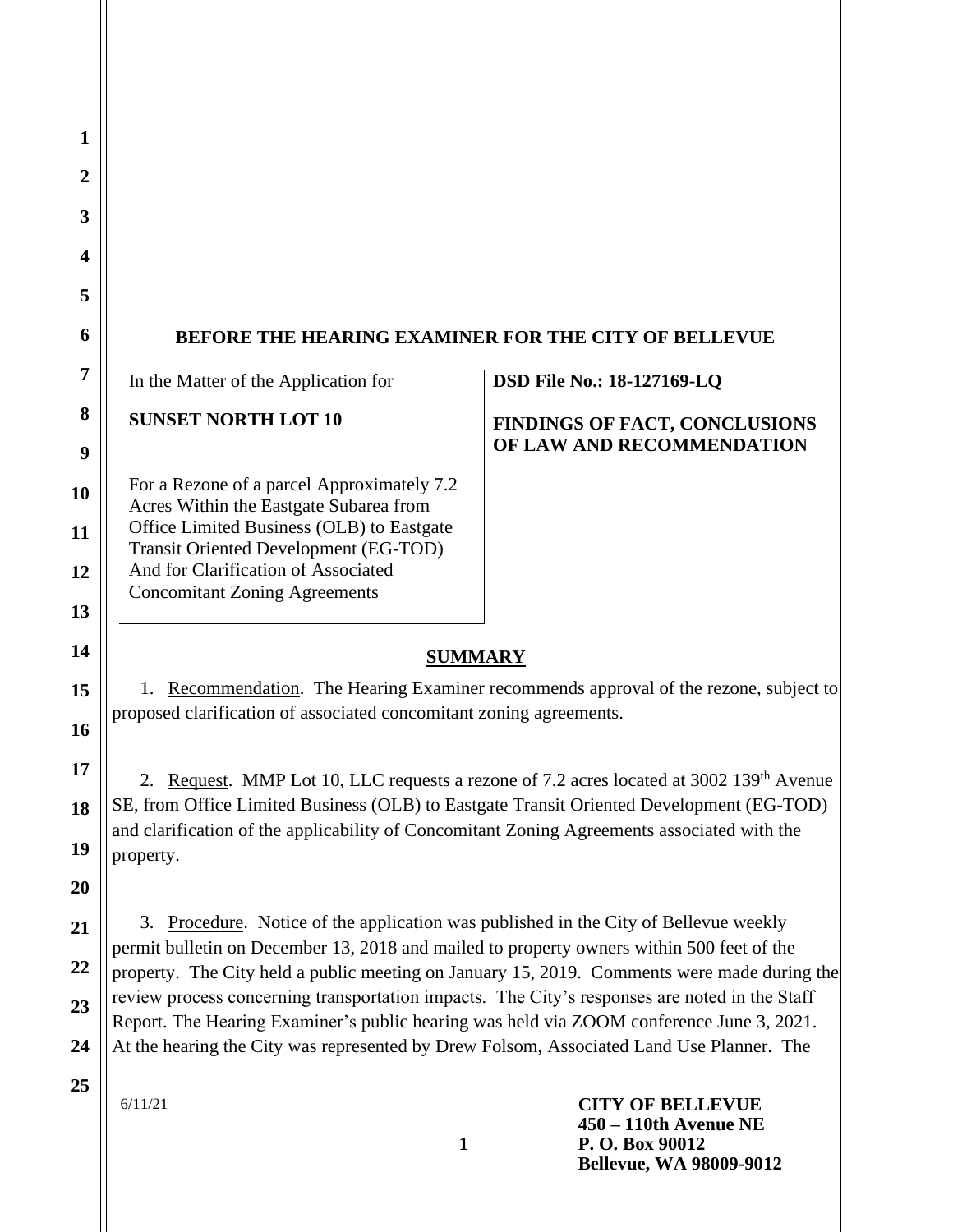## BEFORE THE HEARING EXAMINER FOR THE CITY OF BELLEVUE

| | |
|---|---|
| In the Matter of the Application for<br><br>**SUNSET NORTH LOT 10**<br><br>For a Rezone of a parcel Approximately 7.2 Acres Within the Eastgate Subarea from Office Limited Business (OLB) to Eastgate Transit Oriented Development (EG-TOD) And for Clarification of Associated Concomitant Zoning Agreements | **DSD File No.: 18-127169-LQ**<br><br>**FINDINGS OF FACT, CONCLUSIONS OF LAW AND RECOMMENDATION** |

## SUMMARY

1. Recommendation. The Hearing Examiner recommends approval of the rezone, subject to proposed clarification of associated concomitant zoning agreements.

2. Request. MMP Lot 10, LLC requests a rezone of 7.2 acres located at 3002 139th Avenue SE, from Office Limited Business (OLB) to Eastgate Transit Oriented Development (EG-TOD) and clarification of the applicability of Concomitant Zoning Agreements associated with the property.

3. Procedure. Notice of the application was published in the City of Bellevue weekly permit bulletin on December 13, 2018 and mailed to property owners within 500 feet of the property. The City held a public meeting on January 15, 2019. Comments were made during the review process concerning transportation impacts. The City's responses are noted in the Staff Report. The Hearing Examiner's public hearing was held via ZOOM conference June 3, 2021. At the hearing the City was represented by Drew Folsom, Associated Land Use Planner. The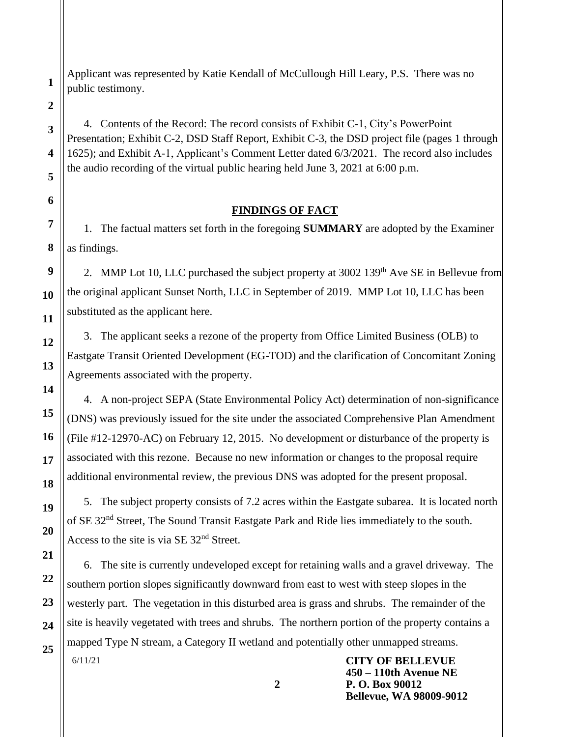Applicant was represented by Katie Kendall of McCullough Hill Leary, P.S. There was no public testimony.

4. Contents of the Record: The record consists of Exhibit C-1, City's PowerPoint Presentation; Exhibit C-2, DSD Staff Report, Exhibit C-3, the DSD project file (pages 1 through 1625); and Exhibit A-1, Applicant's Comment Letter dated 6/3/2021. The record also includes the audio recording of the virtual public hearing held June 3, 2021 at 6:00 p.m.

## FINDINGS OF FACT

1. The factual matters set forth in the foregoing **SUMMARY** are adopted by the Examiner as findings.

2. MMP Lot 10, LLC purchased the subject property at 3002 139th Ave SE in Bellevue from the original applicant Sunset North, LLC in September of 2019. MMP Lot 10, LLC has been substituted as the applicant here.

3. The applicant seeks a rezone of the property from Office Limited Business (OLB) to Eastgate Transit Oriented Development (EG-TOD) and the clarification of Concomitant Zoning Agreements associated with the property.

4. A non-project SEPA (State Environmental Policy Act) determination of non-significance (DNS) was previously issued for the site under the associated Comprehensive Plan Amendment (File #12-12970-AC) on February 12, 2015. No development or disturbance of the property is associated with this rezone. Because no new information or changes to the proposal require additional environmental review, the previous DNS was adopted for the present proposal.

5. The subject property consists of 7.2 acres within the Eastgate subarea. It is located north of SE 32nd Street, The Sound Transit Eastgate Park and Ride lies immediately to the south. Access to the site is via SE 32nd Street.

6. The site is currently undeveloped except for retaining walls and a gravel driveway. The southern portion slopes significantly downward from east to west with steep slopes in the westerly part. The vegetation in this disturbed area is grass and shrubs. The remainder of the site is heavily vegetated with trees and shrubs. The northern portion of the property contains a mapped Type N stream, a Category II wetland and potentially other unmapped streams.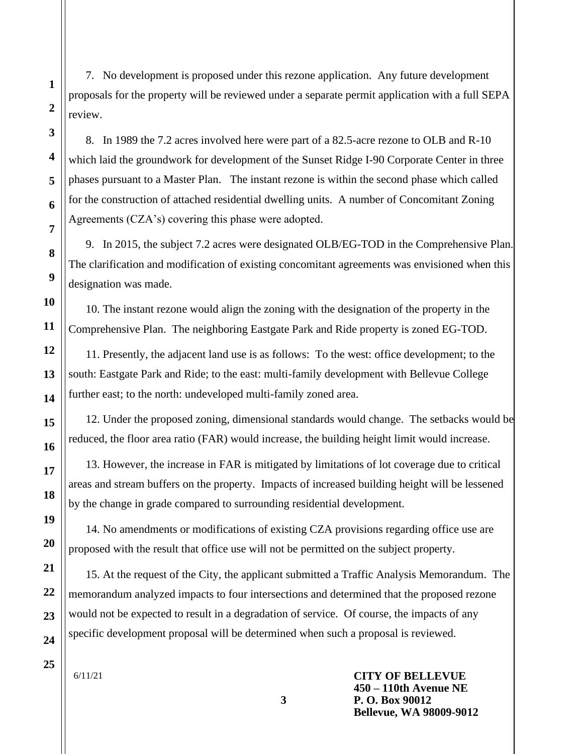7. No development is proposed under this rezone application. Any future development proposals for the property will be reviewed under a separate permit application with a full SEPA review.

8. In 1989 the 7.2 acres involved here were part of a 82.5-acre rezone to OLB and R-10 which laid the groundwork for development of the Sunset Ridge I-90 Corporate Center in three phases pursuant to a Master Plan. The instant rezone is within the second phase which called for the construction of attached residential dwelling units. A number of Concomitant Zoning Agreements (CZA's) covering this phase were adopted.

9. In 2015, the subject 7.2 acres were designated OLB/EG-TOD in the Comprehensive Plan. The clarification and modification of existing concomitant agreements was envisioned when this designation was made.

10. The instant rezone would align the zoning with the designation of the property in the Comprehensive Plan. The neighboring Eastgate Park and Ride property is zoned EG-TOD.

11. Presently, the adjacent land use is as follows: To the west: office development; to the south: Eastgate Park and Ride; to the east: multi-family development with Bellevue College further east; to the north: undeveloped multi-family zoned area.

12. Under the proposed zoning, dimensional standards would change. The setbacks would be reduced, the floor area ratio (FAR) would increase, the building height limit would increase.

13. However, the increase in FAR is mitigated by limitations of lot coverage due to critical areas and stream buffers on the property. Impacts of increased building height will be lessened by the change in grade compared to surrounding residential development.

14. No amendments or modifications of existing CZA provisions regarding office use are proposed with the result that office use will not be permitted on the subject property.

15. At the request of the City, the applicant submitted a Traffic Analysis Memorandum. The memorandum analyzed impacts to four intersections and determined that the proposed rezone would not be expected to result in a degradation of service. Of course, the impacts of any specific development proposal will be determined when such a proposal is reviewed.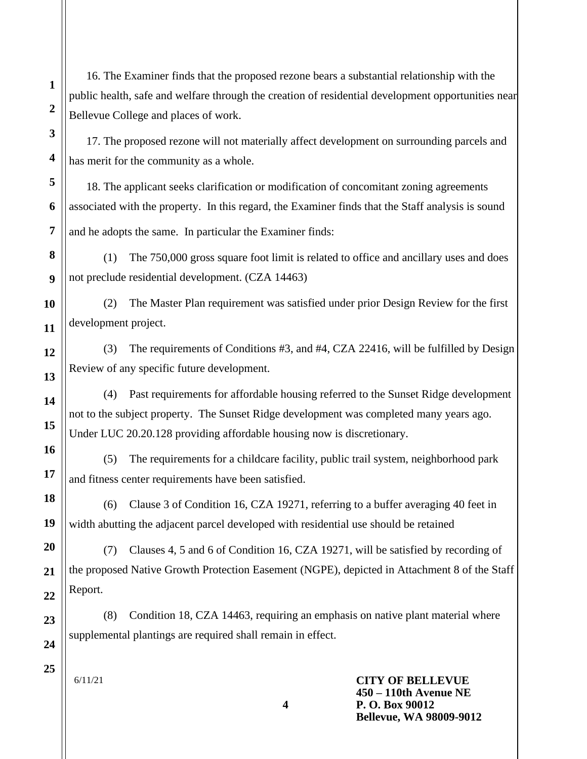16. The Examiner finds that the proposed rezone bears a substantial relationship with the public health, safe and welfare through the creation of residential development opportunities near Bellevue College and places of work.

17. The proposed rezone will not materially affect development on surrounding parcels and has merit for the community as a whole.

18. The applicant seeks clarification or modification of concomitant zoning agreements associated with the property. In this regard, the Examiner finds that the Staff analysis is sound and he adopts the same. In particular the Examiner finds:

(1) The 750,000 gross square foot limit is related to office and ancillary uses and does not preclude residential development. (CZA 14463)

(2) The Master Plan requirement was satisfied under prior Design Review for the first development project.

(3) The requirements of Conditions #3, and #4, CZA 22416, will be fulfilled by Design Review of any specific future development.

(4) Past requirements for affordable housing referred to the Sunset Ridge development not to the subject property. The Sunset Ridge development was completed many years ago. Under LUC 20.20.128 providing affordable housing now is discretionary.

(5) The requirements for a childcare facility, public trail system, neighborhood park and fitness center requirements have been satisfied.

(6) Clause 3 of Condition 16, CZA 19271, referring to a buffer averaging 40 feet in width abutting the adjacent parcel developed with residential use should be retained

(7) Clauses 4, 5 and 6 of Condition 16, CZA 19271, will be satisfied by recording of the proposed Native Growth Protection Easement (NGPE), depicted in Attachment 8 of the Staff Report.

(8) Condition 18, CZA 14463, requiring an emphasis on native plant material where supplemental plantings are required shall remain in effect.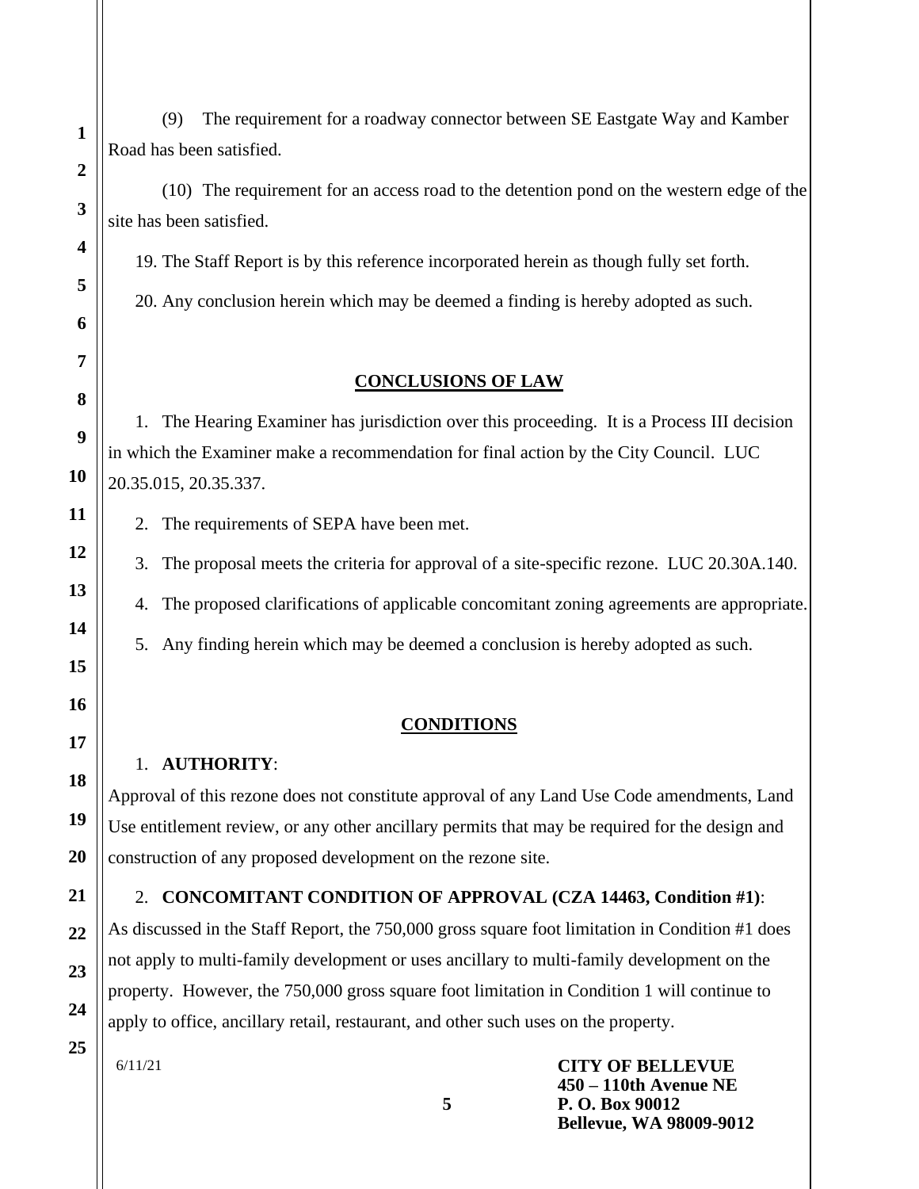(9) The requirement for a roadway connector between SE Eastgate Way and Kamber Road has been satisfied.

(10) The requirement for an access road to the detention pond on the western edge of the site has been satisfied.

19. The Staff Report is by this reference incorporated herein as though fully set forth.

20. Any conclusion herein which may be deemed a finding is hereby adopted as such.

## CONCLUSIONS OF LAW

1. The Hearing Examiner has jurisdiction over this proceeding. It is a Process III decision in which the Examiner make a recommendation for final action by the City Council. LUC 20.35.015, 20.35.337.

2. The requirements of SEPA have been met.

3. The proposal meets the criteria for approval of a site-specific rezone. LUC 20.30A.140.

4. The proposed clarifications of applicable concomitant zoning agreements are appropriate.

5. Any finding herein which may be deemed a conclusion is hereby adopted as such.

## CONDITIONS

1. **AUTHORITY**:

Approval of this rezone does not constitute approval of any Land Use Code amendments, Land Use entitlement review, or any other ancillary permits that may be required for the design and construction of any proposed development on the rezone site.

2. **CONCOMITANT CONDITION OF APPROVAL (CZA 14463, Condition #1)**:

As discussed in the Staff Report, the 750,000 gross square foot limitation in Condition #1 does not apply to multi-family development or uses ancillary to multi-family development on the property. However, the 750,000 gross square foot limitation in Condition 1 will continue to apply to office, ancillary retail, restaurant, and other such uses on the property.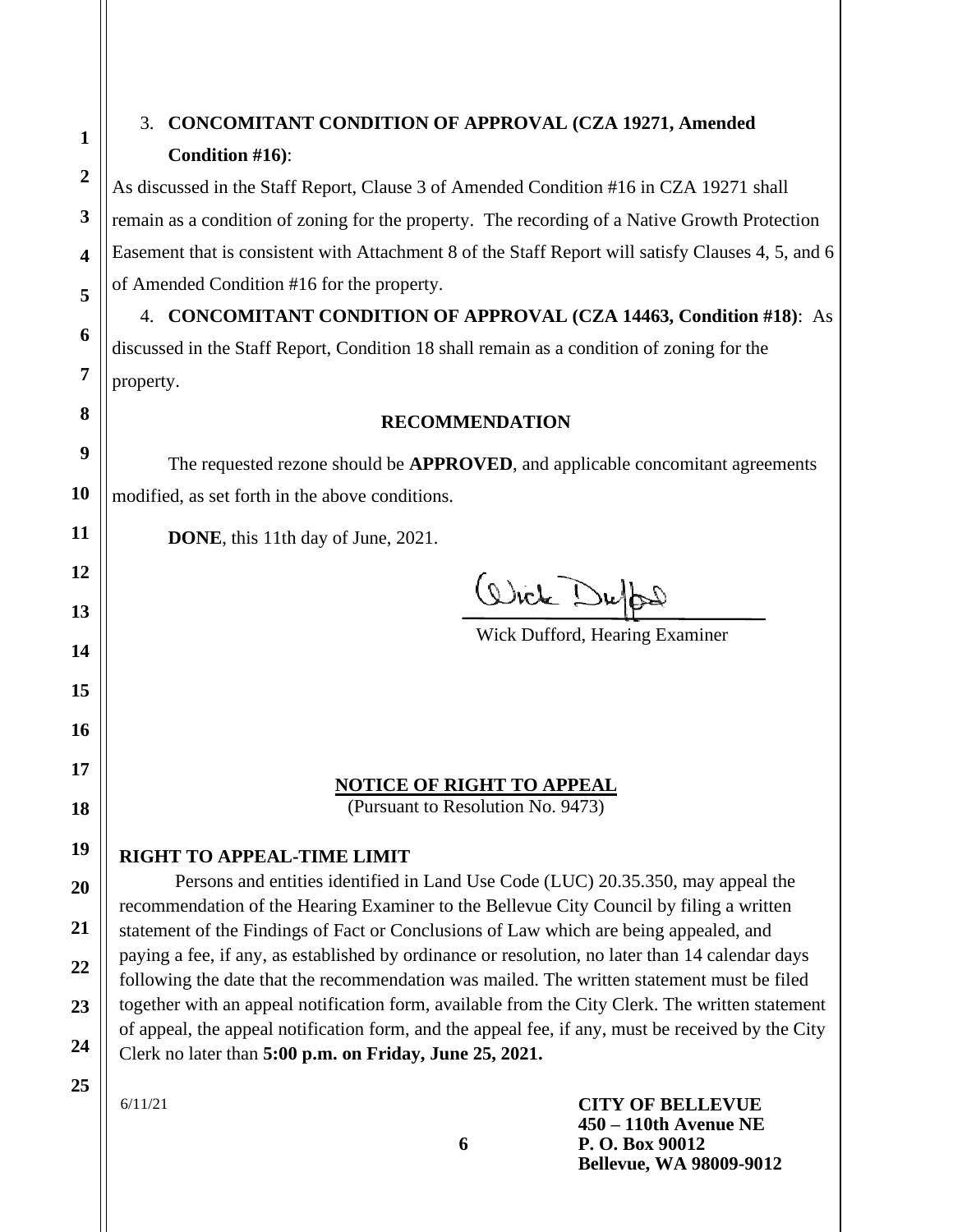3. **CONCOMITANT CONDITION OF APPROVAL (CZA 19271, Amended Condition #16)**:

As discussed in the Staff Report, Clause 3 of Amended Condition #16 in CZA 19271 shall remain as a condition of zoning for the property. The recording of a Native Growth Protection Easement that is consistent with Attachment 8 of the Staff Report will satisfy Clauses 4, 5, and 6 of Amended Condition #16 for the property.

4. **CONCOMITANT CONDITION OF APPROVAL (CZA 14463, Condition #18)**: As discussed in the Staff Report, Condition 18 shall remain as a condition of zoning for the property.

## RECOMMENDATION

The requested rezone should be **APPROVED**, and applicable concomitant agreements modified, as set forth in the above conditions.

**DONE**, this 11th day of June, 2021.

Wick Dufford, Hearing Examiner

## NOTICE OF RIGHT TO APPEAL

(Pursuant to Resolution No. 9473)

### RIGHT TO APPEAL-TIME LIMIT

Persons and entities identified in Land Use Code (LUC) 20.35.350, may appeal the recommendation of the Hearing Examiner to the Bellevue City Council by filing a written statement of the Findings of Fact or Conclusions of Law which are being appealed, and paying a fee, if any, as established by ordinance or resolution, no later than 14 calendar days following the date that the recommendation was mailed. The written statement must be filed together with an appeal notification form, available from the City Clerk. The written statement of appeal, the appeal notification form, and the appeal fee, if any, must be received by the City Clerk no later than **5:00 p.m. on Friday, June 25, 2021.**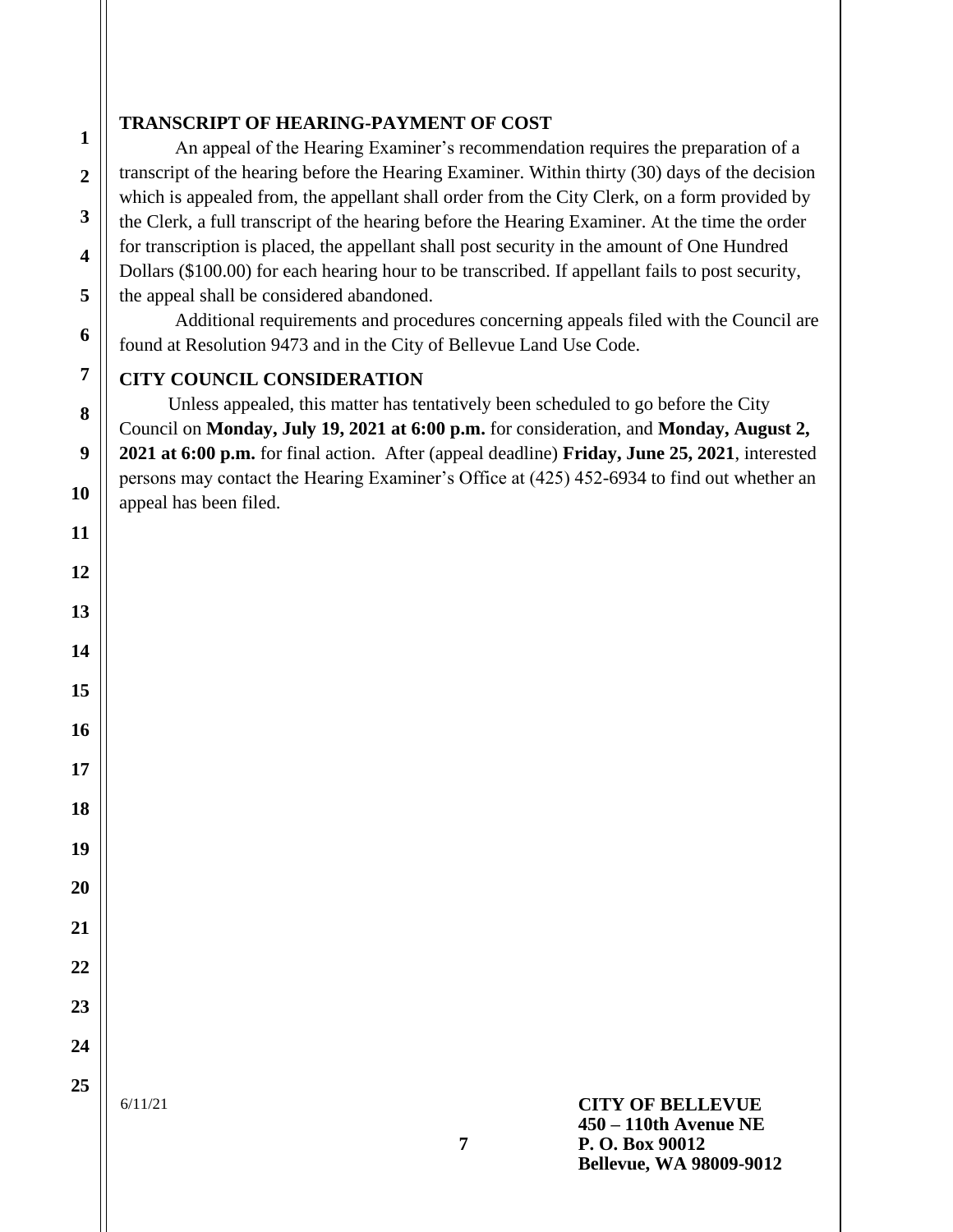**TRANSCRIPT OF HEARING-PAYMENT OF COST**

An appeal of the Hearing Examiner's recommendation requires the preparation of a transcript of the hearing before the Hearing Examiner. Within thirty (30) days of the decision which is appealed from, the appellant shall order from the City Clerk, on a form provided by the Clerk, a full transcript of the hearing before the Hearing Examiner. At the time the order for transcription is placed, the appellant shall post security in the amount of One Hundred Dollars ($100.00) for each hearing hour to be transcribed. If appellant fails to post security, the appeal shall be considered abandoned.

Additional requirements and procedures concerning appeals filed with the Council are found at Resolution 9473 and in the City of Bellevue Land Use Code.

**CITY COUNCIL CONSIDERATION**

Unless appealed, this matter has tentatively been scheduled to go before the City Council on **Monday, July 19, 2021 at 6:00 p.m.** for consideration, and **Monday, August 2, 2021 at 6:00 p.m.** for final action. After (appeal deadline) **Friday, June 25, 2021**, interested persons may contact the Hearing Examiner's Office at (425) 452-6934 to find out whether an appeal has been filed.

6/11/21

**CITY OF BELLEVUE**
**450 – 110th Avenue NE**
**P. O. Box 90012**
**Bellevue, WA 98009-9012**